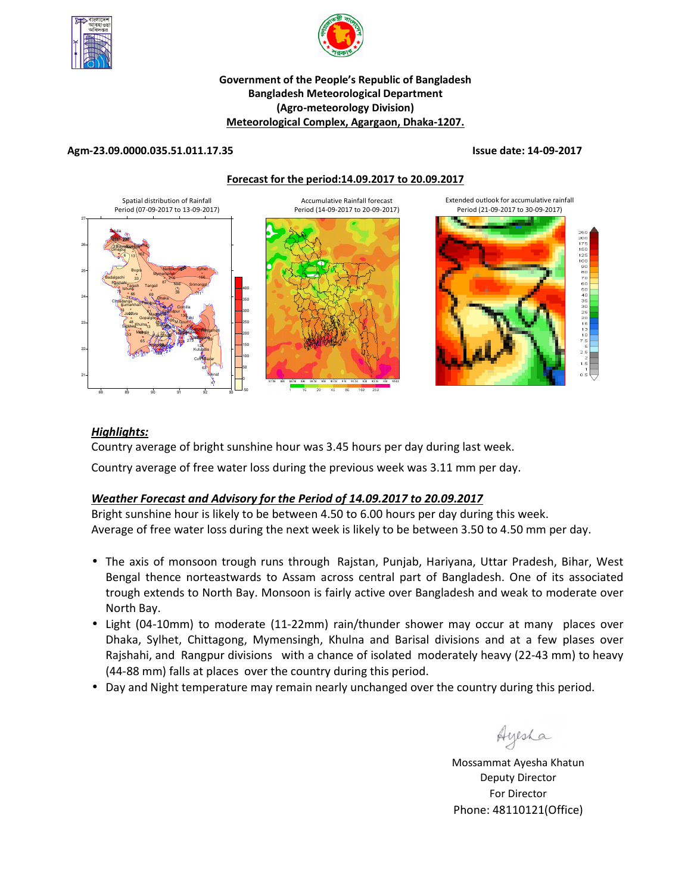**Government of the People's Republic of Bangladesh**
**Bangladesh Meteorological Department**
**(Agro-meteorology Division)**
**Meteorological Complex, Agargaon, Dhaka-1207.**

**Agm-23.09.0000.035.51.011.17.35** **Issue date: 14-09-2017**

**Forecast for the period:14.09.2017 to 20.09.2017**

Spatial distribution of Rainfall Period (07-09-2017 to 13-09-2017)

Accumulative Rainfall forecast Period (14-09-2017 to 20-09-2017)

Extended outlook for accumulative rainfall Period (21-09-2017 to 30-09-2017)

***Highlights:***

Country average of bright sunshine hour was 3.45 hours per day during last week.

Country average of free water loss during the previous week was 3.11 mm per day.

***Weather Forecast and Advisory for the Period of 14.09.2017 to 20.09.2017***

Bright sunshine hour is likely to be between 4.50 to 6.00 hours per day during this week.
Average of free water loss during the next week is likely to be between 3.50 to 4.50 mm per day.

- The axis of monsoon trough runs through Rajstan, Punjab, Hariyana, Uttar Pradesh, Bihar, West Bengal thence norteastwards to Assam across central part of Bangladesh. One of its associated trough extends to North Bay. Monsoon is fairly active over Bangladesh and weak to moderate over North Bay.
- Light (04-10mm) to moderate (11-22mm) rain/thunder shower may occur at many places over Dhaka, Sylhet, Chittagong, Mymensingh, Khulna and Barisal divisions and at a few plases over Rajshahi, and Rangpur divisions with a chance of isolated moderately heavy (22-43 mm) to heavy (44-88 mm) falls at places over the country during this period.
- Day and Night temperature may remain nearly unchanged over the country during this period.

Mossammat Ayesha Khatun
Deputy Director
For Director
Phone: 48110121(Office)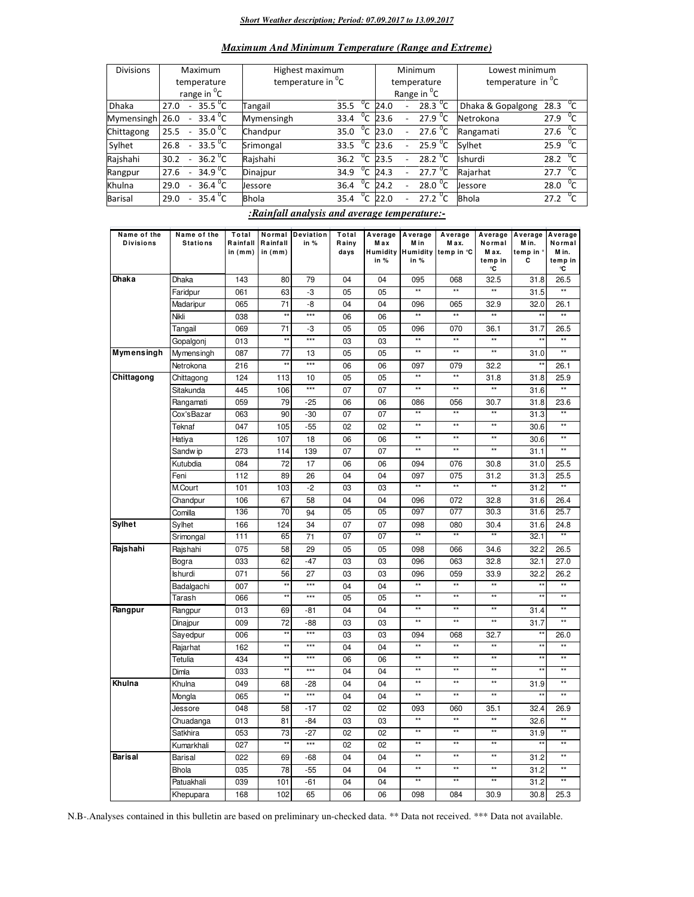*Short Weather description; Period: 07.09.2017 to 13.09.2017*

## *Maximum And Minimum Temperature (Range and Extreme)*

| Divisions | Maximum temperature range in $^0$C | Highest maximum temperature in $^0$C | | Minimum temperature Range in $^0$C | Lowest minimum temperature in $^0$C | |
|---|---|---|---|---|---|---|
| Dhaka | 27.0 - 35.5 $^0$C | Tangail | 35.5 $^0$C | 24.0 - 28.3 $^0$C | Dhaka & Gopalgong | 28.3 $^0$C |
| Mymensingh | 26.0 - 33.4 $^0$C | Mymensingh | 33.4 $^0$C | 23.6 - 27.9 $^0$C | Netrokona | 27.9 $^0$C |
| Chittagong | 25.5 - 35.0 $^0$C | Chandpur | 35.0 $^0$C | 23.0 - 27.6 $^0$C | Rangamati | 27.6 $^0$C |
| Sylhet | 26.8 - 33.5 $^0$C | Srimongal | 33.5 $^0$C | 23.6 - 25.9 $^0$C | Sylhet | 25.9 $^0$C |
| Rajshahi | 30.2 - 36.2 $^0$C | Rajshahi | 36.2 $^0$C | 23.5 - 28.2 $^0$C | Ishurdi | 28.2 $^0$C |
| Rangpur | 27.6 - 34.9 $^0$C | Dinajpur | 34.9 $^0$C | 24.3 - 27.7 $^0$C | Rajarhat | 27.7 $^0$C |
| Khulna | 29.0 - 36.4 $^0$C | Jessore | 36.4 $^0$C | 24.2 - 28.0 $^0$C | Jessore | 28.0 $^0$C |
| Barisal | 29.0 - 35.4 $^0$C | Bhola | 35.4 $^0$C | 22.0 - 27.2 $^0$C | Bhola | 27.2 $^0$C |

## *:Rainfall analysis and average temperature:-*

| Name of the Divisions | Name of the Stations | Total Rainfall in (mm) | Normal Rainfall in (mm) | Deviation in % | Total Rainy days | Average Max Humidity in % | Average Min Humidity in % | Average Max. temp in °C | Average Normal Max. temp in °C | Average Min. temp in ° C | Average Normal Min. temp in °C |
|---|---|---|---|---|---|---|---|---|---|---|---|
| **Dhaka** | Dhaka | 143 | 80 | 79 | 04 | 04 | 095 | 068 | 32.5 | 31.8 | 26.5 |
| | Faridpur | 061 | 63 | -3 | 05 | 05 | ** | ** | ** | 31.5 | ** |
| | Madaripur | 065 | 71 | -8 | 04 | 04 | 096 | 065 | 32.9 | 32.0 | 26.1 |
| | Nikli | 038 | ** | *** | 06 | 06 | ** | ** | ** | ** | ** |
| | Tangail | 069 | 71 | -3 | 05 | 05 | 096 | 070 | 36.1 | 31.7 | 26.5 |
| | Gopalgonj | 013 | ** | *** | 03 | 03 | ** | ** | ** | ** | ** |
| **Mymensingh** | Mymensingh | 087 | 77 | 13 | 05 | 05 | ** | ** | ** | 31.0 | ** |
| | Netrokona | 216 | ** | *** | 06 | 06 | 097 | 079 | 32.2 | ** | 26.1 |
| **Chittagong** | Chittagong | 124 | 113 | 10 | 05 | 05 | ** | ** | 31.8 | 31.8 | 25.9 |
| | Sitakunda | 445 | 106 | *** | 07 | 07 | ** | ** | ** | 31.6 | ** |
| | Rangamati | 059 | 79 | -25 | 06 | 06 | 086 | 056 | 30.7 | 31.8 | 23.6 |
| | Cox'sBazar | 063 | 90 | -30 | 07 | 07 | ** | ** | ** | 31.3 | ** |
| | Teknaf | 047 | 105 | -55 | 02 | 02 | ** | ** | ** | 30.6 | ** |
| | Hatiya | 126 | 107 | 18 | 06 | 06 | ** | ** | ** | 30.6 | ** |
| | Sandwip | 273 | 114 | 139 | 07 | 07 | ** | ** | ** | 31.1 | ** |
| | Kutubdia | 084 | 72 | 17 | 06 | 06 | 094 | 076 | 30.8 | 31.0 | 25.5 |
| | Feni | 112 | 89 | 26 | 04 | 04 | 097 | 075 | 31.2 | 31.3 | 25.5 |
| | M.Court | 101 | 103 | -2 | 03 | 03 | ** | ** | ** | 31.2 | ** |
| | Chandpur | 106 | 67 | 58 | 04 | 04 | 096 | 072 | 32.8 | 31.6 | 26.4 |
| | Comilla | 136 | 70 | 94 | 05 | 05 | 097 | 077 | 30.3 | 31.6 | 25.7 |
| **Sylhet** | Sylhet | 166 | 124 | 34 | 07 | 07 | 098 | 080 | 30.4 | 31.6 | 24.8 |
| | Srimongal | 111 | 65 | 71 | 07 | 07 | ** | ** | ** | 32.1 | ** |
| **Rajshahi** | Rajshahi | 075 | 58 | 29 | 05 | 05 | 098 | 066 | 34.6 | 32.2 | 26.5 |
| | Bogra | 033 | 62 | -47 | 03 | 03 | 096 | 063 | 32.8 | 32.1 | 27.0 |
| | Ishurdi | 071 | 56 | 27 | 03 | 03 | 096 | 059 | 33.9 | 32.2 | 26.2 |
| | Badalgachi | 007 | ** | *** | 04 | 04 | ** | ** | ** | ** | ** |
| | Tarash | 066 | ** | *** | 05 | 05 | ** | ** | ** | ** | ** |
| **Rangpur** | Rangpur | 013 | 69 | -81 | 04 | 04 | ** | ** | ** | 31.4 | ** |
| | Dinajpur | 009 | 72 | -88 | 03 | 03 | ** | ** | ** | 31.7 | ** |
| | Sayedpur | 006 | ** | *** | 03 | 03 | 094 | 068 | 32.7 | ** | 26.0 |
| | Rajarhat | 162 | ** | *** | 04 | 04 | ** | ** | ** | ** | ** |
| | Tetulia | 434 | ** | *** | 06 | 06 | ** | ** | ** | ** | ** |
| | Dimla | 033 | ** | *** | 04 | 04 | ** | ** | ** | ** | ** |
| **Khulna** | Khulna | 049 | 68 | -28 | 04 | 04 | ** | ** | ** | 31.9 | ** |
| | Mongla | 065 | ** | *** | 04 | 04 | ** | ** | ** | ** | ** |
| | Jessore | 048 | 58 | -17 | 02 | 02 | 093 | 060 | 35.1 | 32.4 | 26.9 |
| | Chuadanga | 013 | 81 | -84 | 03 | 03 | ** | ** | ** | 32.6 | ** |
| | Satkhira | 053 | 73 | -27 | 02 | 02 | ** | ** | ** | 31.9 | ** |
| | Kumarkhali | 027 | ** | *** | 02 | 02 | ** | ** | ** | ** | ** |
| **Barisal** | Barisal | 022 | 69 | -68 | 04 | 04 | ** | ** | ** | 31.2 | ** |
| | Bhola | 035 | 78 | -55 | 04 | 04 | ** | ** | ** | 31.2 | ** |
| | Patuakhali | 039 | 101 | -61 | 04 | 04 | ** | ** | ** | 31.2 | ** |
| | Khepupara | 168 | 102 | 65 | 06 | 06 | 098 | 084 | 30.9 | 30.8 | 25.3 |

N.B-.Analyses contained in this bulletin are based on preliminary un-checked data. ** Data not received. *** Data not available.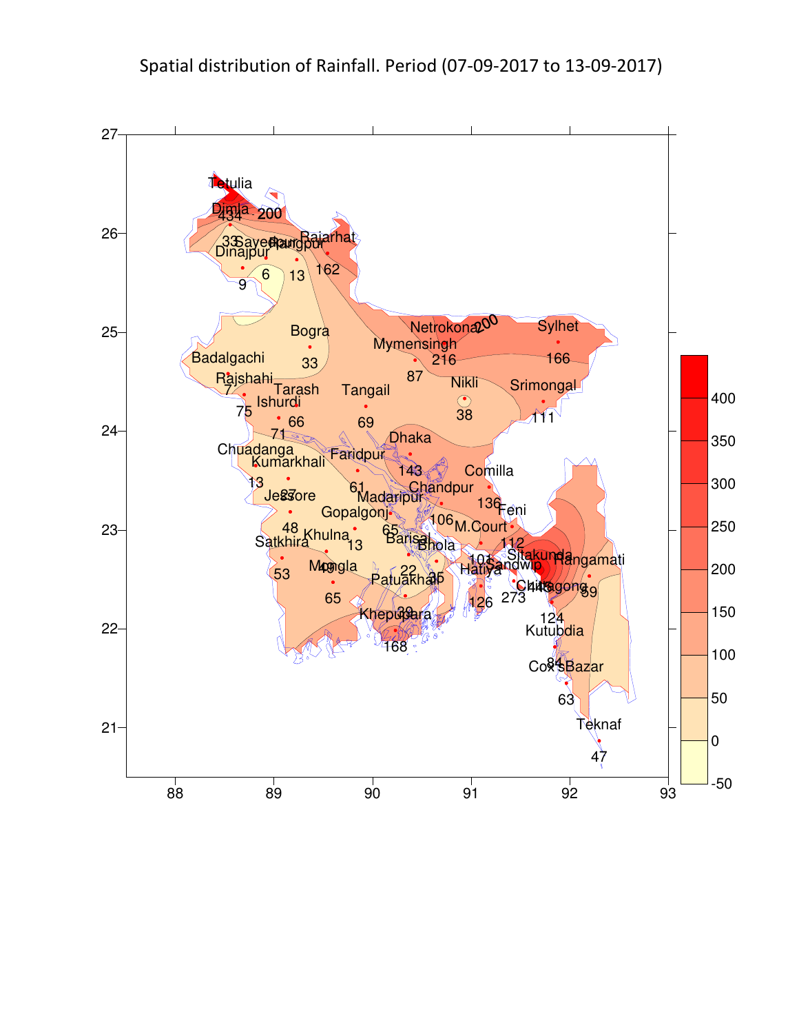Spatial distribution of Rainfall. Period (07-09-2017 to 13-09-2017)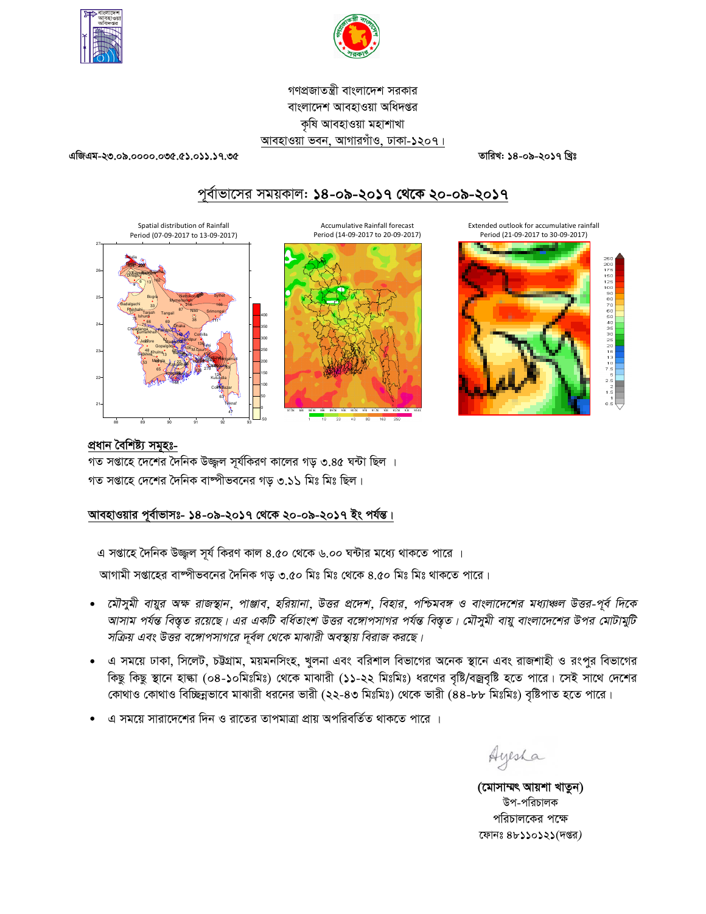গণপ্রজাতন্ত্রী বাংলাদেশ সরকার
বাংলাদেশ আবহাওয়া অধিদপ্তর
কৃষি আবহাওয়া মহাশাখা
আবহাওয়া ভবন, আগারগাঁও, ঢাকা-১২০৭।

এজিএম-২৩.০৯.০০০০.০৩৫.৫১.০১১.১৭.৩৫

তারিখ: ১৪-০৯-২০১৭ খ্রিঃ

## পূর্বাভাসের সময়কাল: ১৪-০৯-২০১৭ থেকে ২০-০৯-২০১৭

Spatial distribution of Rainfall Period (07-09-2017 to 13-09-2017)

Accumulative Rainfall forecast Period (14-09-2017 to 20-09-2017)

Extended outlook for accumulative rainfall Period (21-09-2017 to 30-09-2017)

### প্রধান বৈশিষ্ট্য সমূহঃ-

গত সপ্তাহে দেশের দৈনিক উজ্জ্বল সূর্যকিরণ কালের গড় ৩.৪৫ ঘন্টা ছিল ।

গত সপ্তাহে দেশের দৈনিক বাষ্পীভবনের গড় ৩.১১ মিঃ মিঃ ছিল।

### আবহাওয়ার পূর্বাভাসঃ- ১৪-০৯-২০১৭ থেকে ২০-০৯-২০১৭ ইং পর্যন্ত।

এ সপ্তাহে দৈনিক উজ্জ্বল সূর্য কিরণ কাল ৪.৫০ থেকে ৬.০০ ঘন্টার মধ্যে থাকতে পারে ।

আগামী সপ্তাহের বাষ্পীভবনের দৈনিক গড় ৩.৫০ মিঃ মিঃ থেকে ৪.৫০ মিঃ মিঃ থাকতে পারে।

- *মৌসুমী বায়ুর অক্ষ রাজস্থান, পাঞ্জাব, হরিয়ানা, উত্তর প্রদেশ, বিহার, পশ্চিমবঙ্গ ও বাংলাদেশের মধ্যাঞ্চল উত্তর-পূর্ব দিকে আসাম পর্যন্ত বিস্তৃত রয়েছে। এর একটি বর্ধিতাংশ উত্তর বঙ্গোপসাগর পর্যন্ত বিস্তৃত। মৌসুমী বায়ু বাংলাদেশের উপর মোটামুটি সক্রিয় এবং উত্তর বঙ্গোপসাগরে দূর্বল থেকে মাঝারী অবস্থায় বিরাজ করছে।*
- এ সময়ে ঢাকা, সিলেট, চট্টগ্রাম, ময়মনসিংহ, খুলনা এবং বরিশাল বিভাগের অনেক স্থানে এবং রাজশাহী ও রংপুর বিভাগের কিছু কিছু স্থানে হাল্কা (০৪-১০মিঃমিঃ) থেকে মাঝারী (১১-২২ মিঃমিঃ) ধরণের বৃষ্টি/বজ্রবৃষ্টি হতে পারে। সেই সাথে দেশের কোথাও কোথাও বিচ্ছিন্নভাবে মাঝারী ধরনের ভারী (২২-৪৩ মিঃমিঃ) থেকে ভারী (৪৪-৮৮ মিঃমিঃ) বৃষ্টিপাত হতে পারে।
- এ সময়ে সারাদেশের দিন ও রাতের তাপমাত্রা প্রায় অপরিবর্তিত থাকতে পারে ।

Ayesha

**(মোসাম্মৎ আয়শা খাতুন)**
উপ-পরিচালক
পরিচালকের পক্ষে
ফোনঃ ৪৮১১০১২১(দপ্তর)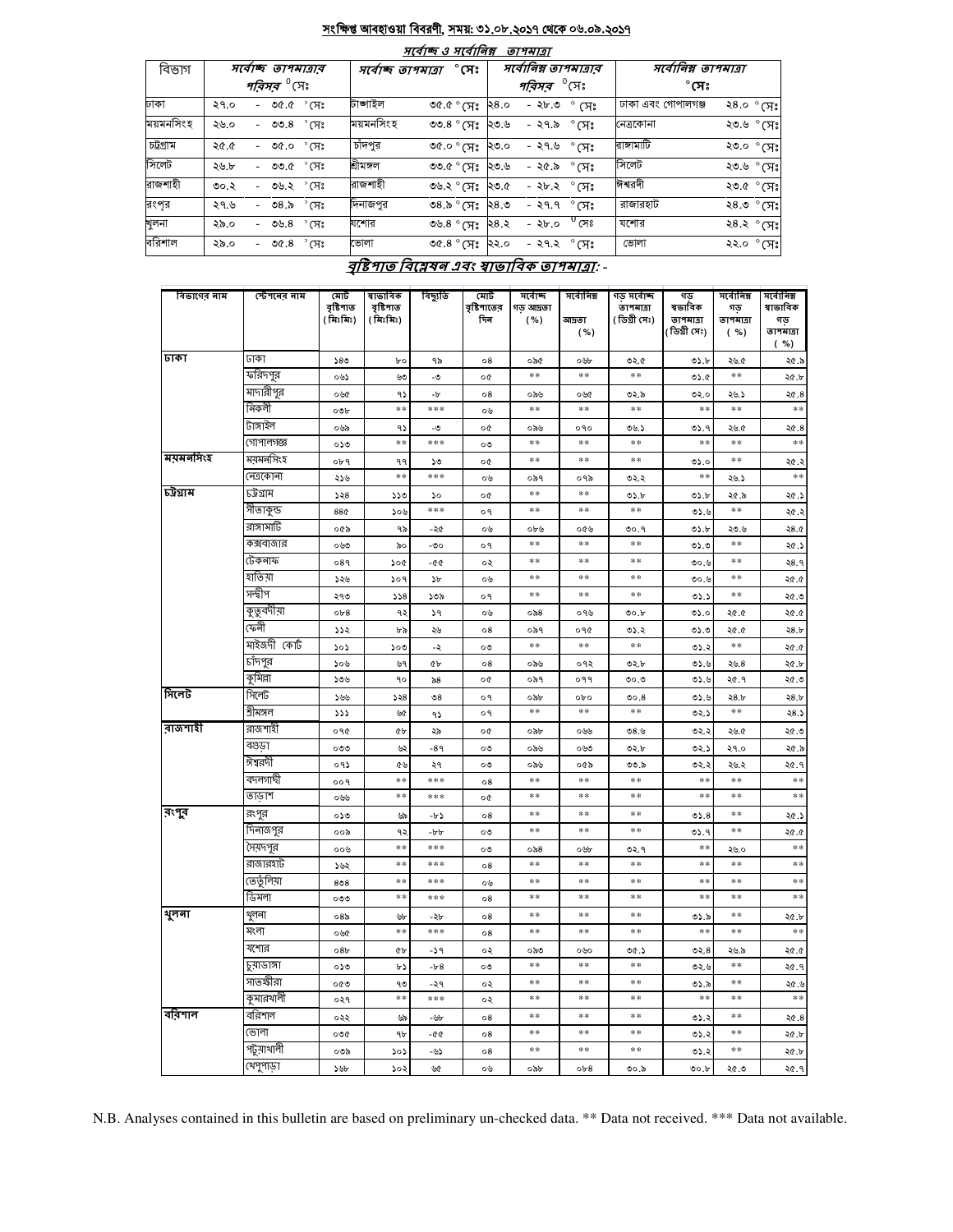## সংক্ষিপ্ত আবহাওয়া বিবরণী, সময়: ৩১.০৮.২০১৭ থেকে ০৬.০৯.২০১৭

### সর্বোচ্চ ও সর্বোনিম্ন তাপমাত্রা

| বিভাগ | সর্বোচ্চ তাপমাত্রার পরিসর °সেঃ | সর্বোচ্চ তাপমাত্রা °সেঃ | | সর্বোনিম্ন তাপমাত্রার পরিসর °সেঃ | সর্বোনিম্ন তাপমাত্রা °সেঃ | |
|---|---|---|---|---|---|---|
| ঢাকা | ২৭.০ - ৩৫.৫ °সেঃ | টাঙ্গাইল | ৩৫.৫ °সেঃ | ২৪.০ - ২৮.৩ °সেঃ | ঢাকা এবং গোপালগঞ্জ | ২৪.০ °সেঃ |
| ময়মনসিংহ | ২৬.০ - ৩৩.৪ °সেঃ | ময়মনসিংহ | ৩৩.৪ °সেঃ | ২৩.৬ - ২৭.৯ °সেঃ | নেত্রকোনা | ২৩.৬ °সেঃ |
| চট্টগ্রাম | ২৫.৫ - ৩৫.০ °সেঃ | চাঁদপুর | ৩৫.০ °সেঃ | ২৩.০ - ২৭.৬ °সেঃ | রাঙ্গামাটি | ২৩.০ °সেঃ |
| সিলেট | ২৬.৮ - ৩৩.৫ °সেঃ | শ্রীমঙ্গল | ৩৩.৫ °সেঃ | ২৩.৬ - ২৫.৯ °সেঃ | সিলেট | ২৩.৬ °সেঃ |
| রাজশাহী | ৩০.২ - ৩৬.২ °সেঃ | রাজশাহী | ৩৬.২ °সেঃ | ২৩.৫ - ২৮.২ °সেঃ | ঈশ্বরদী | ২৩.৫ °সেঃ |
| রংপুর | ২৭.৬ - ৩৪.৯ °সেঃ | দিনাজপুর | ৩৪.৯ °সেঃ | ২৪.৩ - ২৭.৭ °সেঃ | রাজারহাট | ২৪.৩ °সেঃ |
| খুলনা | ২৯.০ - ৩৬.৪ °সেঃ | যশোর | ৩৬.৪ °সেঃ | ২৪.২ - ২৮.০ °সেঃ | যশোর | ২৪.২ °সেঃ |
| বরিশাল | ২৯.০ - ৩৫.৪ °সেঃ | ভোলা | ৩৫.৪ °সেঃ | ২২.০ - ২৭.২ °সেঃ | ভোলা | ২২.০ °সেঃ |

### বৃষ্টিপাত বিশ্লেষন এবং স্বাভাবিক তাপমাত্রা: -

| বিভাগের নাম | স্টেশনের নাম | মোট বৃষ্টিপাত (মিঃমিঃ) | স্বাভাবিক বৃষ্টিপাত (মিঃমিঃ) | বিচ্যুতি | মোট বৃষ্টিপাতের দিন | সর্বোচ্চ গড় আদ্রতা (%) | সর্বোনিম্ন আদ্রতা (%) | গড় সর্বোচ্চ তাপমাত্রা (ডিগ্রী সেঃ) | গড় স্বভাবিক তাপমাত্রা (ডিগ্রী সেঃ) | সর্বোনিম্ন গড় তাপমাত্রা (%) | সর্বোনিম্ন স্বাভাবিক গড় তাপমাত্রা (%) |
|---|---|---|---|---|---|---|---|---|---|---|---|
| ঢাকা | ঢাকা | ১৪৩ | ৮০ | ৭৯ | ০৪ | ০৯৫ | ০৬৮ | ৩২.৫ | ৩১.৮ | ২৬.৫ | ২৫.৯ |
| | ফরিদপুর | ০৬১ | ৬৩ | -৩ | ০৫ | ** | ** | ** | ৩১.৫ | ** | ২৫.৮ |
| | মাদারীপুর | ০৬৫ | ৭১ | -৮ | ০৪ | ০৯৬ | ০৬৫ | ৩২.৯ | ৩২.০ | ২৬.১ | ২৫.৪ |
| | নিকলী | ০৩৮ | ** | *** | ০৬ | ** | ** | ** | ** | ** | ** |
| | টাঙ্গাইল | ০৬৯ | ৭১ | -৩ | ০৫ | ০৯৬ | ০৭০ | ৩৩.১ | ৩১.৭ | ২৬.৫ | ২৫.৪ |
| | গোপালগঞ্জ | ০১৩ | ** | *** | ০৩ | ** | ** | ** | ** | ** | ** |
| ময়মনসিংহ | ময়মনসিংহ | ০৮৭ | ৭৭ | ১৩ | ০৫ | ** | ** | ** | ৩১.০ | ** | ২৫.২ |
| | নেত্রকোনা | ২১৬ | ** | *** | ০৬ | ০৯৭ | ০৭৯ | ৩২.২ | ** | ২৬.১ | ** |
| চট্টগ্রাম | চট্টগ্রাম | ১২৪ | ১১৩ | ১০ | ০৫ | ** | ** | ** | ৩১.৮ | ২৫.৯ | ২৫.১ |
| | সীতাকুন্ড | ৪৪৫ | ১০৬ | *** | ০৭ | ** | ** | ** | ৩১.৬ | ** | ২৫.২ |
| | রাঙ্গামাটি | ০৫৯ | ৭৯ | -২৫ | ০৬ | ০৮৬ | ০৫৬ | ৩০.৭ | ৩১.৮ | ২৩.৬ | ২৪.৫ |
| | কক্সবাজার | ০৬৩ | ৯০ | -৩০ | ০৭ | ** | ** | ** | ৩১.৩ | ** | ২৫.১ |
| | টেকনাফ | ০৪৭ | ১০৫ | -৫৫ | ০২ | ** | ** | ** | ৩০.৬ | ** | ২৪.৭ |
| | হাতিয়া | ১২৬ | ১০৭ | ১৮ | ০৬ | ** | ** | ** | ৩০.৬ | ** | ২৫.৫ |
| | সন্দ্বীপ | ২৭৩ | ১১৪ | ১৩৯ | ০৭ | ** | ** | ** | ৩১.১ | ** | ২৫.৩ |
| | কুতুবদীয়া | ০৮৪ | ৭২ | ১৭ | ০৬ | ০৯৪ | ০৭৬ | ৩০.৮ | ৩১.০ | ২৫.৫ | ২৫.৫ |
| | ফেনী | ১১২ | ৮৯ | ২৬ | ০৪ | ০৯৭ | ০৭৫ | ৩১.২ | ৩১.৩ | ২৫.৫ | ২৪.৮ |
| | মাইজদী কোর্ট | ১০১ | ১০৩ | -২ | ০৩ | ** | ** | ** | ৩১.২ | ** | ২৫.৫ |
| | চাঁদপুর | ১০৬ | ৬৭ | ৫৮ | ০৪ | ০৯৬ | ০৭২ | ৩২.৮ | ৩১.৬ | ২৬.৪ | ২৫.৮ |
| | কুমিল্লা | ১৩৬ | ৭০ | ৯৪ | ০৫ | ০৯৭ | ০৭৭ | ৩০.৩ | ৩১.৬ | ২৫.৭ | ২৫.৩ |
| সিলেট | সিলেট | ১৬৬ | ১২৪ | ৩৪ | ০৭ | ০৯৮ | ০৮০ | ৩০.৪ | ৩১.৬ | ২৪.৮ | ২৪.৮ |
| | শ্রীমঙ্গল | ১১১ | ৬৫ | ৭১ | ০৭ | ** | ** | ** | ৩২.১ | ** | ২৪.১ |
| রাজশাহী | রাজশাহী | ০৭৫ | ৫৮ | ২৯ | ০৫ | ০৯৮ | ০৬৬ | ৩৪.৬ | ৩২.২ | ২৬.৫ | ২৫.৩ |
| | বগুড়া | ০৩৩ | ৬২ | -৪৭ | ০৩ | ০৯৬ | ০৬৩ | ৩২.৮ | ৩২.১ | ২৭.০ | ২৫.৯ |
| | ঈশ্বরদী | ০৭১ | ৫৬ | ২৭ | ০৩ | ০৯৬ | ০৫৯ | ৩৩.৯ | ৩২.২ | ২৬.২ | ২৫.৭ |
| | বদলগাছী | ০০৭ | ** | *** | ০৪ | ** | ** | ** | ** | ** | ** |
| | তাড়াশ | ০৬৬ | ** | *** | ০৫ | ** | ** | ** | ** | ** | ** |
| রংপুর | রংপুর | ০১৩ | ৬৯ | -৮১ | ০৪ | ** | ** | ** | ৩১.৪ | ** | ২৫.১ |
| | দিনাজপুর | ০০৯ | ৭২ | -৮৮ | ০৩ | ** | ** | ** | ৩১.৭ | ** | ২৫.৫ |
| | সৈয়দপুর | ০০৬ | ** | *** | ০৩ | ০৯৪ | ০৬৮ | ৩২.৭ | ** | ২৬.০ | ** |
| | রাজারহাট | ১৬২ | ** | *** | ০৪ | ** | ** | ** | ** | ** | ** |
| | তেতুঁলিয়া | ৪৩৪ | ** | *** | ০৬ | ** | ** | ** | ** | ** | ** |
| | ডিমলা | ০৩৩ | ** | *** | ০৪ | ** | ** | ** | ** | ** | ** |
| খুলনা | খুলনা | ০৪৯ | ৬৮ | -২৮ | ০৪ | ** | ** | ** | ৩১.৯ | ** | ২৫.৮ |
| | মংলা | ০৬৫ | ** | *** | ০৪ | ** | ** | ** | ** | ** | ** |
| | যশোর | ০৪৮ | ৫৮ | -১৭ | ০২ | ০৯৩ | ০৬০ | ৩৫.১ | ৩২.৪ | ২৬.৯ | ২৫.৫ |
| | চুয়াডাঙ্গা | ০১৩ | ৮১ | -৮৪ | ০৩ | ** | ** | ** | ৩২.৬ | ** | ২৫.৭ |
| | সাতক্ষীরা | ০৫৩ | ৭৩ | -২৭ | ০২ | ** | ** | ** | ৩১.৯ | ** | ২৫.৬ |
| | কুমারখালী | ০২৭ | ** | *** | ০২ | ** | ** | ** | ** | ** | ** |
| বরিশাল | বরিশাল | ০২২ | ৬৯ | -৬৮ | ০৪ | ** | ** | ** | ৩১.২ | ** | ২৫.৪ |
| | ভোলা | ০৩৫ | ৭৮ | -৫৫ | ০৪ | ** | ** | ** | ৩১.২ | ** | ২৫.৮ |
| | পটুয়াখালী | ০৩৯ | ১০১ | -৬১ | ০৪ | ** | ** | ** | ৩১.২ | ** | ২৫.৮ |
| | খেপুপাড়া | ১৬৮ | ১০২ | ৬৫ | ০৬ | ০৯৮ | ০৮৪ | ৩০.৯ | ৩০.৮ | ২৫.৩ | ২৫.৭ |

N.B. Analyses contained in this bulletin are based on preliminary un-checked data. ** Data not received. *** Data not available.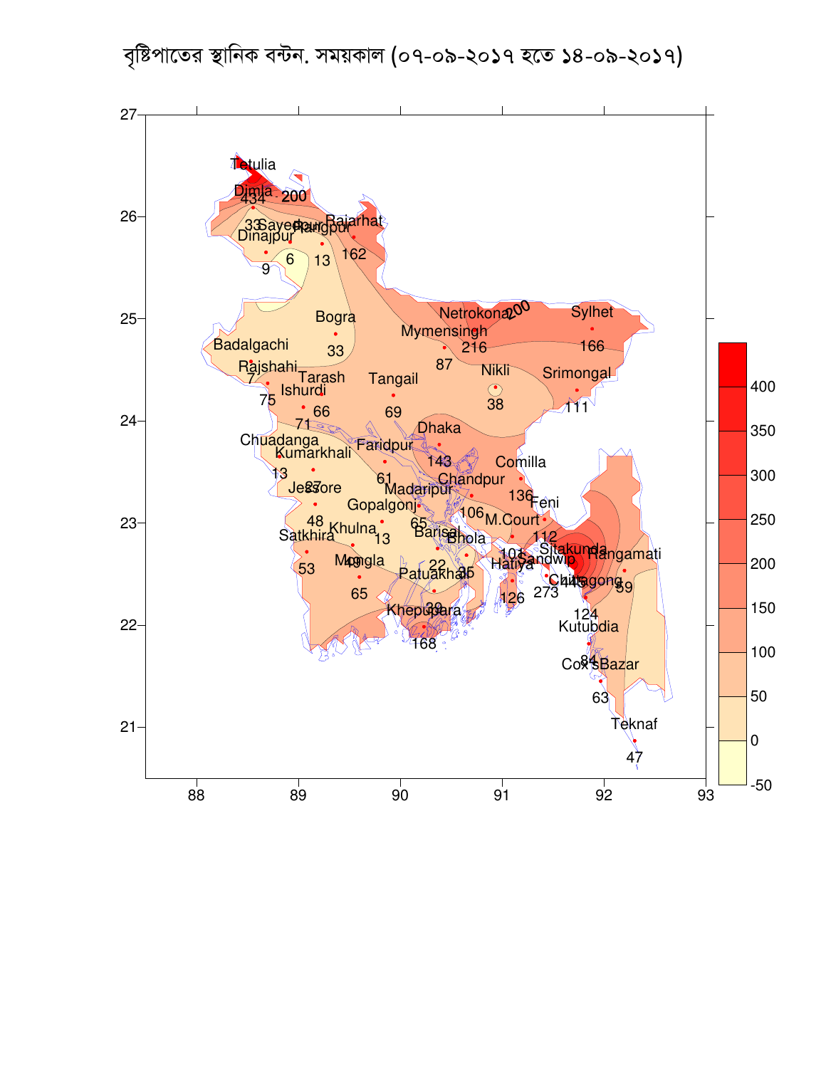বৃষ্টিপাতের স্থানিক বন্টন. সময়কাল (০৭-০৯-২০১৭ হতে ১৪-০৯-২০১৭)

27
26
25
24
23
22
21

88
89
90
91
92
93

Tetulia
Dimla
434
200
33
Sayedpur
Rangpur
Rajarhat
Dinajpur
6
13
162
9
Bogra
33
Badalgachi
Rajshahi
7
Tarash
Ishurdi
75
66
71
Tangail
69
Mymensingh
87
Netrokona
216
200
Sylhet
166
Nikli
38
Srimongal
111
Dhaka
143
Chuadanga
Kumarkhali
13
27
Faridpur
61
Jessore
48
Madaripur
Chandpur
106
Comilla
136
Feni
112
Gopalgonj
65
13
Satkhira
53
Khulna
49
Mongla
65
Barisal
22
Bhola
35
Patuakhali
39
Khepupara
168
M.Court
101
Hatiya
126
Sandwip
273
Sitakunda
Chittagong
445
Rangamati
59
124
Kutubdia
84
Cox'sBazar
63
Teknaf
47

-50
0
50
100
150
200
250
300
350
400